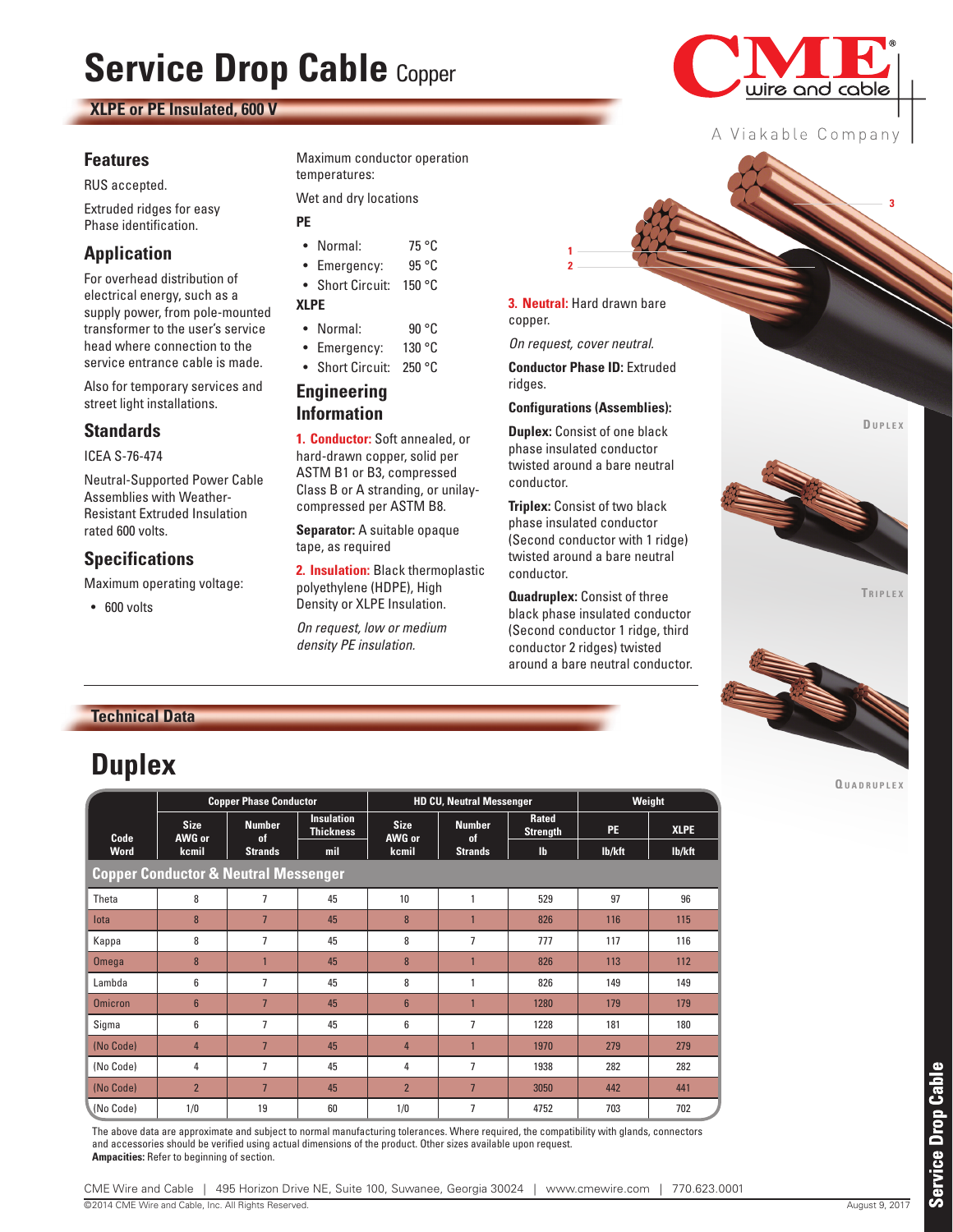# Service Drop Cable Copper

**XLPE or PE Insulated, 600 V**

## Features

RUS accepted.

Extruded ridges for easy Phase identification.

## Application

For overhead distribution of electrical energy, such as a supply power, from pole-mounted transformer to the user's service head where connection to the service entrance cable is made.

Also for temporary services and street light installations.

## Standards

ICEA S-76-474

Neutral-Supported Power Cable Assemblies with Weather-Resistant Extruded Insulation rated 600 volts.

## Specifications

Maximum operating voltage:

- 600 volts

Maximum conductor operation temperatures:

Wet and dry locations

**PE**

- Normal: 75 °C
- Emergency: 95 °C
- Short Circuit: 150 °C

**XLPE**

- Normal: 90 °C
- Emergency: 130 °C
- Short Circuit: 250 °C

## Engineering Information

**1. Conductor:** Soft annealed, or hard-drawn copper, solid per ASTM B1 or B3, compressed Class B or A stranding, or unilay-compressed per ASTM B8.

**Separator:** A suitable opaque tape, as required

**2. Insulation:** Black thermoplastic polyethylene (HDPE), High Density or XLPE Insulation.

*On request, low or medium density PE insulation.*

**3. Neutral:** Hard drawn bare copper.

*On request, cover neutral.*

**Conductor Phase ID:** Extruded ridges.

**Configurations (Assemblies):**

**Duplex:** Consist of one black phase insulated conductor twisted around a bare neutral conductor.

**Triplex:** Consist of two black phase insulated conductor (Second conductor with 1 ridge) twisted around a bare neutral conductor.

**Quadruplex:** Consist of three black phase insulated conductor (Second conductor 1 ridge, third conductor 2 ridges) twisted around a bare neutral conductor.

DUPLEX

TRIPLEX

QUADRUPLEX

## Technical Data

## Duplex

| Code Word | Copper Phase Conductor | | | HD CU, Neutral Messenger | | | Weight | |
|---|---|---|---|---|---|---|---|---|
| | Size AWG or kcmil | Number of Strands | Insulation Thickness mil | Size AWG or kcmil | Number of Strands | Rated Strength lb | PE lb/kft | XLPE lb/kft |
| **Copper Conductor & Neutral Messenger** | | | | | | | | |
| Theta | 8 | 7 | 45 | 10 | 1 | 529 | 97 | 96 |
| Iota | 8 | 7 | 45 | 8 | 1 | 826 | 116 | 115 |
| Kappa | 8 | 7 | 45 | 8 | 7 | 777 | 117 | 116 |
| Omega | 8 | 1 | 45 | 8 | 1 | 826 | 113 | 112 |
| Lambda | 6 | 7 | 45 | 8 | 1 | 826 | 149 | 149 |
| Omicron | 6 | 7 | 45 | 6 | 1 | 1280 | 179 | 179 |
| Sigma | 6 | 7 | 45 | 6 | 7 | 1228 | 181 | 180 |
| (No Code) | 4 | 7 | 45 | 4 | 1 | 1970 | 279 | 279 |
| (No Code) | 4 | 7 | 45 | 4 | 7 | 1938 | 282 | 282 |
| (No Code) | 2 | 7 | 45 | 2 | 7 | 3050 | 442 | 441 |
| (No Code) | 1/0 | 19 | 60 | 1/0 | 7 | 4752 | 703 | 702 |

The above data are approximate and subject to normal manufacturing tolerances. Where required, the compatibility with glands, connectors and accessories should be verified using actual dimensions of the product. Other sizes available upon request.
**Ampacities:** Refer to beginning of section.

CME Wire and Cable | 495 Horizon Drive NE, Suite 100, Suwanee, Georgia 30024 | www.cmewire.com | 770.623.0001

©2014 CME Wire and Cable, Inc. All Rights Reserved. August 9, 2017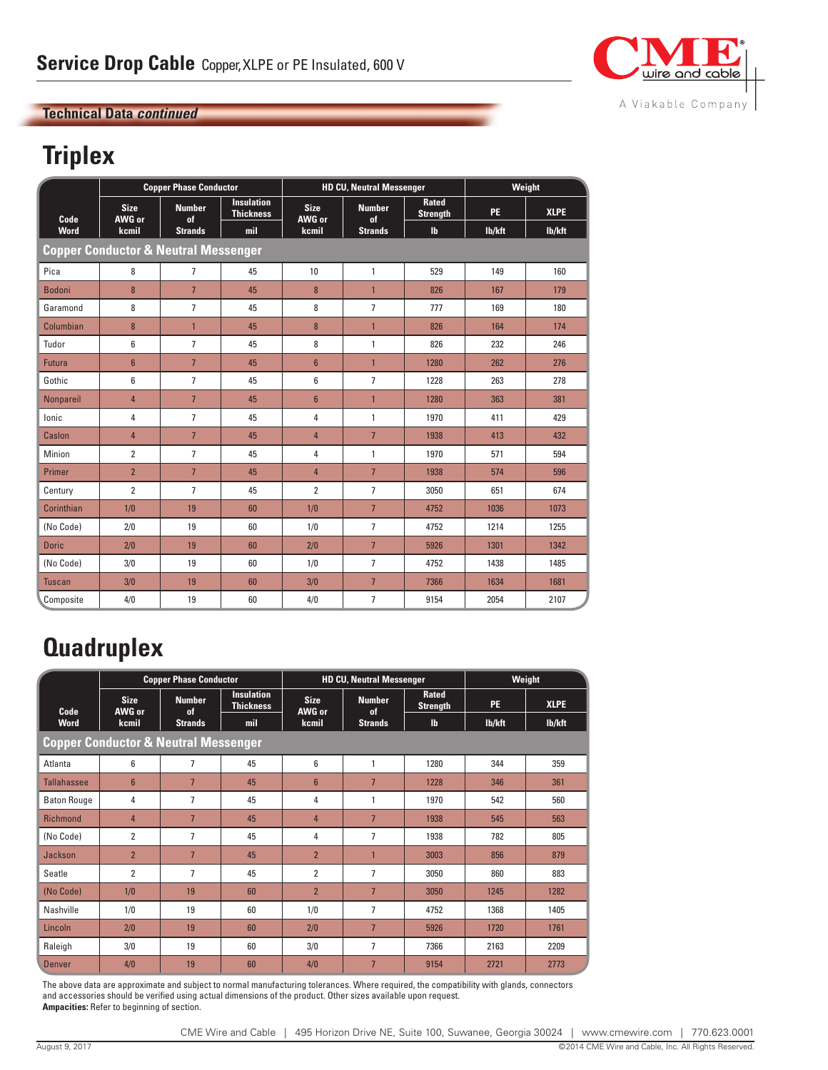## Service Drop Cable Copper, XLPE or PE Insulated, 600 V

**Technical Data *continued***

# Triplex

| Code Word | Copper Phase Conductor | | | HD CU, Neutral Messenger | | | Weight | |
|---|---|---|---|---|---|---|---|---|
| | Size AWG or kcmil | Number of Strands | Insulation Thickness mil | Size AWG or kcmil | Number of Strands | Rated Strength lb | PE lb/kft | XLPE lb/kft |
| **Copper Conductor & Neutral Messenger** | | | | | | | | |
| Pica | 8 | 7 | 45 | 10 | 1 | 529 | 149 | 160 |
| Bodoni | 8 | 7 | 45 | 8 | 1 | 826 | 167 | 179 |
| Garamond | 8 | 7 | 45 | 8 | 7 | 777 | 169 | 180 |
| Columbian | 8 | 1 | 45 | 8 | 1 | 826 | 164 | 174 |
| Tudor | 6 | 7 | 45 | 8 | 1 | 826 | 232 | 246 |
| Futura | 6 | 7 | 45 | 6 | 1 | 1280 | 262 | 276 |
| Gothic | 6 | 7 | 45 | 6 | 7 | 1228 | 263 | 278 |
| Nonpareil | 4 | 7 | 45 | 6 | 1 | 1280 | 363 | 381 |
| Ionic | 4 | 7 | 45 | 4 | 1 | 1970 | 411 | 429 |
| Caslon | 4 | 7 | 45 | 4 | 7 | 1938 | 413 | 432 |
| Minion | 2 | 7 | 45 | 4 | 1 | 1970 | 571 | 594 |
| Primer | 2 | 7 | 45 | 4 | 7 | 1938 | 574 | 596 |
| Century | 2 | 7 | 45 | 2 | 7 | 3050 | 651 | 674 |
| Corinthian | 1/0 | 19 | 60 | 1/0 | 7 | 4752 | 1036 | 1073 |
| (No Code) | 2/0 | 19 | 60 | 1/0 | 7 | 4752 | 1214 | 1255 |
| Doric | 2/0 | 19 | 60 | 2/0 | 7 | 5926 | 1301 | 1342 |
| (No Code) | 3/0 | 19 | 60 | 1/0 | 7 | 4752 | 1438 | 1485 |
| Tuscan | 3/0 | 19 | 60 | 3/0 | 7 | 7366 | 1634 | 1681 |
| Composite | 4/0 | 19 | 60 | 4/0 | 7 | 9154 | 2054 | 2107 |

# Quadruplex

| Code Word | Copper Phase Conductor | | | HD CU, Neutral Messenger | | | Weight | |
|---|---|---|---|---|---|---|---|---|
| | Size AWG or kcmil | Number of Strands | Insulation Thickness mil | Size AWG or kcmil | Number of Strands | Rated Strength lb | PE lb/kft | XLPE lb/kft |
| **Copper Conductor & Neutral Messenger** | | | | | | | | |
| Atlanta | 6 | 7 | 45 | 6 | 1 | 1280 | 344 | 359 |
| Tallahassee | 6 | 7 | 45 | 6 | 7 | 1228 | 346 | 361 |
| Baton Rouge | 4 | 7 | 45 | 4 | 1 | 1970 | 542 | 560 |
| Richmond | 4 | 7 | 45 | 4 | 7 | 1938 | 545 | 563 |
| (No Code) | 2 | 7 | 45 | 4 | 7 | 1938 | 782 | 805 |
| Jackson | 2 | 7 | 45 | 2 | 1 | 3003 | 856 | 879 |
| Seatle | 2 | 7 | 45 | 2 | 7 | 3050 | 860 | 883 |
| (No Code) | 1/0 | 19 | 60 | 2 | 7 | 3050 | 1245 | 1282 |
| Nashville | 1/0 | 19 | 60 | 1/0 | 7 | 4752 | 1368 | 1405 |
| Lincoln | 2/0 | 19 | 60 | 2/0 | 7 | 5926 | 1720 | 1761 |
| Raleigh | 3/0 | 19 | 60 | 3/0 | 7 | 7366 | 2163 | 2209 |
| Denver | 4/0 | 19 | 60 | 4/0 | 7 | 9154 | 2721 | 2773 |

The above data are approximate and subject to normal manufacturing tolerances. Where required, the compatibility with glands, connectors and accessories should be verified using actual dimensions of the product. Other sizes available upon request.

**Ampacities:** Refer to beginning of section.